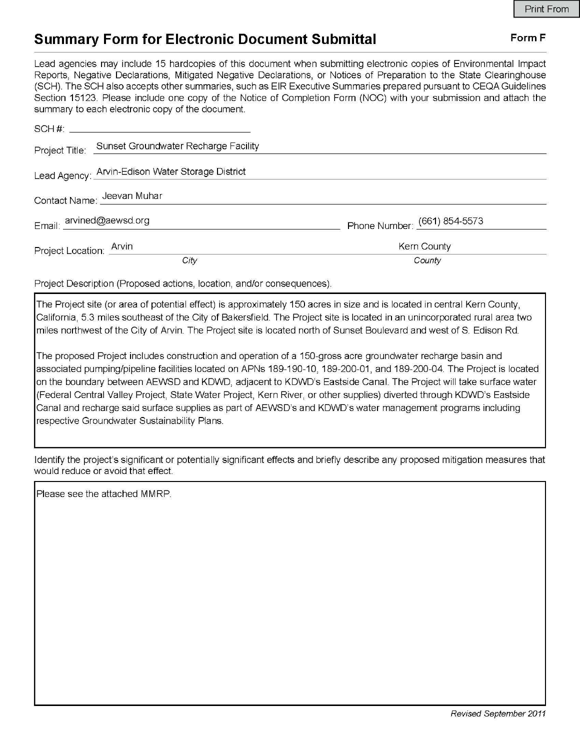Print From

# Summary Form for Electronic Document Submittal

**Form F**

Lead agencies may include 15 hardcopies of this document when submitting electronic copies of Environmental Impact Reports, Negative Declarations, Mitigated Negative Declarations, or Notices of Preparation to the State Clearinghouse (SCH). The SCH also accepts other summaries, such as EIR Executive Summaries prepared pursuant to CEQA Guidelines Section 15123. Please include one copy of the Notice of Completion Form (NOC) with your submission and attach the summary to each electronic copy of the document.

SCH #: ____________________

Project Title: Sunset Groundwater Recharge Facility

Lead Agency: Arvin-Edison Water Storage District

Contact Name: Jeevan Muhar

Email: arvined@aewsd.org

Phone Number: (661) 854-5573

Project Location: Arvin (*City*), Kern County (*County*)

Project Description (Proposed actions, location, and/or consequences).

The Project site (or area of potential effect) is approximately 150 acres in size and is located in central Kern County, California, 5.3 miles southeast of the City of Bakersfield. The Project site is located in an unincorporated rural area two miles northwest of the City of Arvin. The Project site is located north of Sunset Boulevard and west of S. Edison Rd.

The proposed Project includes construction and operation of a 150-gross acre groundwater recharge basin and associated pumping/pipeline facilities located on APNs 189-190-10, 189-200-01, and 189-200-04. The Project is located on the boundary between AEWSD and KDWD, adjacent to KDWD's Eastside Canal. The Project will take surface water (Federal Central Valley Project, State Water Project, Kern River, or other supplies) diverted through KDWD's Eastside Canal and recharge said surface supplies as part of AEWSD's and KDWD's water management programs including respective Groundwater Sustainability Plans.

Identify the project's significant or potentially significant effects and briefly describe any proposed mitigation measures that would reduce or avoid that effect.

Please see the attached MMRP.

*Revised September 2011*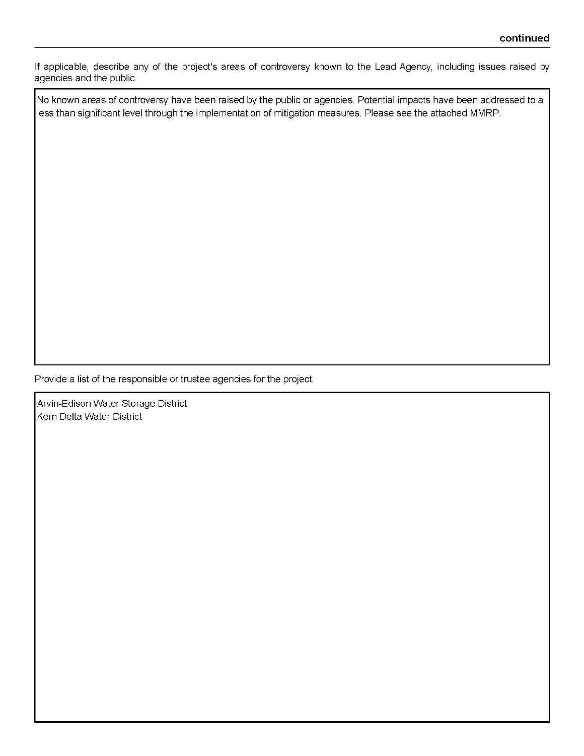**continued**

If applicable, describe any of the project's areas of controversy known to the Lead Agency, including issues raised by agencies and the public.

No known areas of controversy have been raised by the public or agencies. Potential impacts have been addressed to a less than significant level through the implementation of mitigation measures. Please see the attached MMRP.

Provide a list of the responsible or trustee agencies for the project.

Arvin-Edison Water Storage District
Kern Delta Water District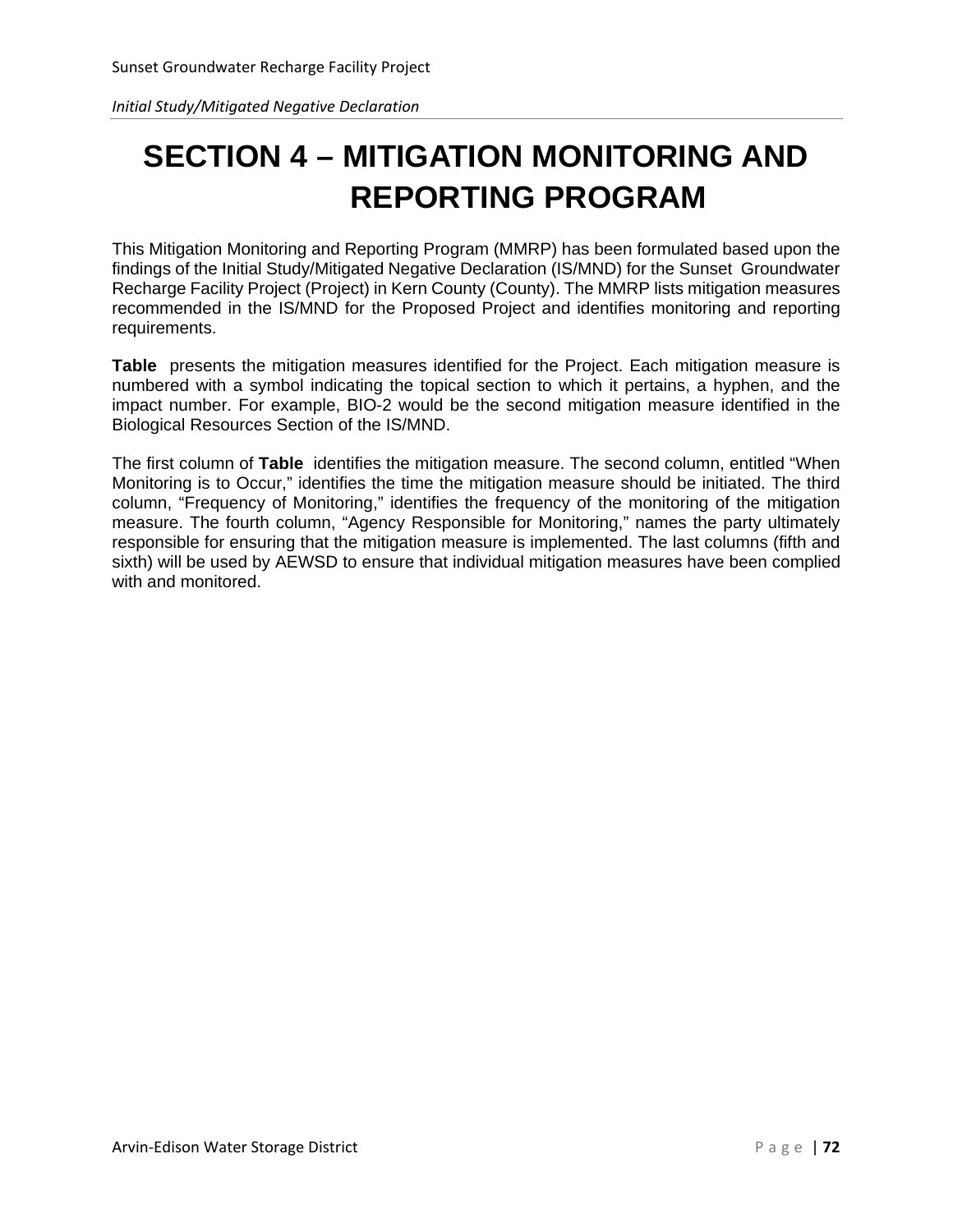# SECTION 4 – MITIGATION MONITORING AND REPORTING PROGRAM

This Mitigation Monitoring and Reporting Program (MMRP) has been formulated based upon the findings of the Initial Study/Mitigated Negative Declaration (IS/MND) for the Sunset Groundwater Recharge Facility Project (Project) in Kern County (County). The MMRP lists mitigation measures recommended in the IS/MND for the Proposed Project and identifies monitoring and reporting requirements.

**Table** presents the mitigation measures identified for the Project. Each mitigation measure is numbered with a symbol indicating the topical section to which it pertains, a hyphen, and the impact number. For example, BIO-2 would be the second mitigation measure identified in the Biological Resources Section of the IS/MND.

The first column of **Table** identifies the mitigation measure. The second column, entitled "When Monitoring is to Occur," identifies the time the mitigation measure should be initiated. The third column, "Frequency of Monitoring," identifies the frequency of the monitoring of the mitigation measure. The fourth column, "Agency Responsible for Monitoring," names the party ultimately responsible for ensuring that the mitigation measure is implemented. The last columns (fifth and sixth) will be used by AEWSD to ensure that individual mitigation measures have been complied with and monitored.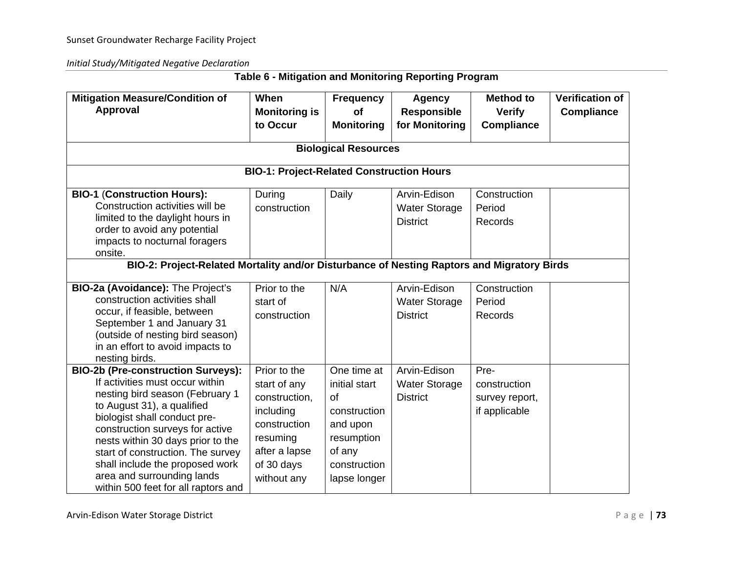**Table 6 - Mitigation and Monitoring Reporting Program**

| Mitigation Measure/Condition of Approval | When Monitoring is to Occur | Frequency of Monitoring | Agency Responsible for Monitoring | Method to Verify Compliance | Verification of Compliance |
|---|---|---|---|---|---|
| **Biological Resources** | | | | | |
| **BIO-1: Project-Related Construction Hours** | | | | | |
| **BIO-1** (**Construction Hours):** Construction activities will be limited to the daylight hours in order to avoid any potential impacts to nocturnal foragers onsite. | During construction | Daily | Arvin-Edison Water Storage District | Construction Period Records | |
| **BIO-2: Project-Related Mortality and/or Disturbance of Nesting Raptors and Migratory Birds** | | | | | |
| **BIO-2a (Avoidance):** The Project's construction activities shall occur, if feasible, between September 1 and January 31 (outside of nesting bird season) in an effort to avoid impacts to nesting birds. | Prior to the start of construction | N/A | Arvin-Edison Water Storage District | Construction Period Records | |
| **BIO-2b (Pre-construction Surveys):** If activities must occur within nesting bird season (February 1 to August 31), a qualified biologist shall conduct pre-construction surveys for active nests within 30 days prior to the start of construction. The survey shall include the proposed work area and surrounding lands within 500 feet for all raptors and | Prior to the start of any construction, including construction resuming after a lapse of 30 days without any | One time at initial start of construction and upon resumption of any construction lapse longer | Arvin-Edison Water Storage District | Pre-construction survey report, if applicable | |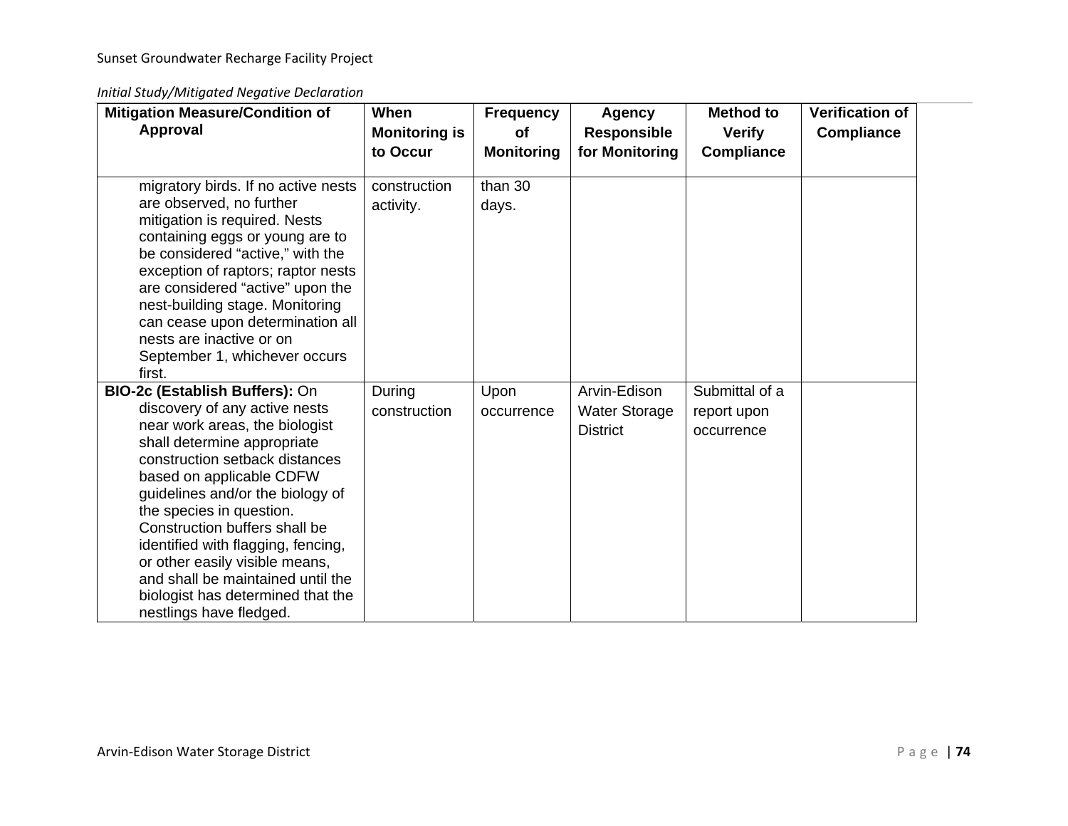| Mitigation Measure/Condition of Approval | When Monitoring is to Occur | Frequency of Monitoring | Agency Responsible for Monitoring | Method to Verify Compliance | Verification of Compliance |
|---|---|---|---|---|---|
| migratory birds. If no active nests are observed, no further mitigation is required. Nests containing eggs or young are to be considered "active," with the exception of raptors; raptor nests are considered "active" upon the nest-building stage. Monitoring can cease upon determination all nests are inactive or on September 1, whichever occurs first. | construction activity. | than 30 days. | | | |
| **BIO-2c (Establish Buffers):** On discovery of any active nests near work areas, the biologist shall determine appropriate construction setback distances based on applicable CDFW guidelines and/or the biology of the species in question. Construction buffers shall be identified with flagging, fencing, or other easily visible means, and shall be maintained until the biologist has determined that the nestlings have fledged. | During construction | Upon occurrence | Arvin-Edison Water Storage District | Submittal of a report upon occurrence | |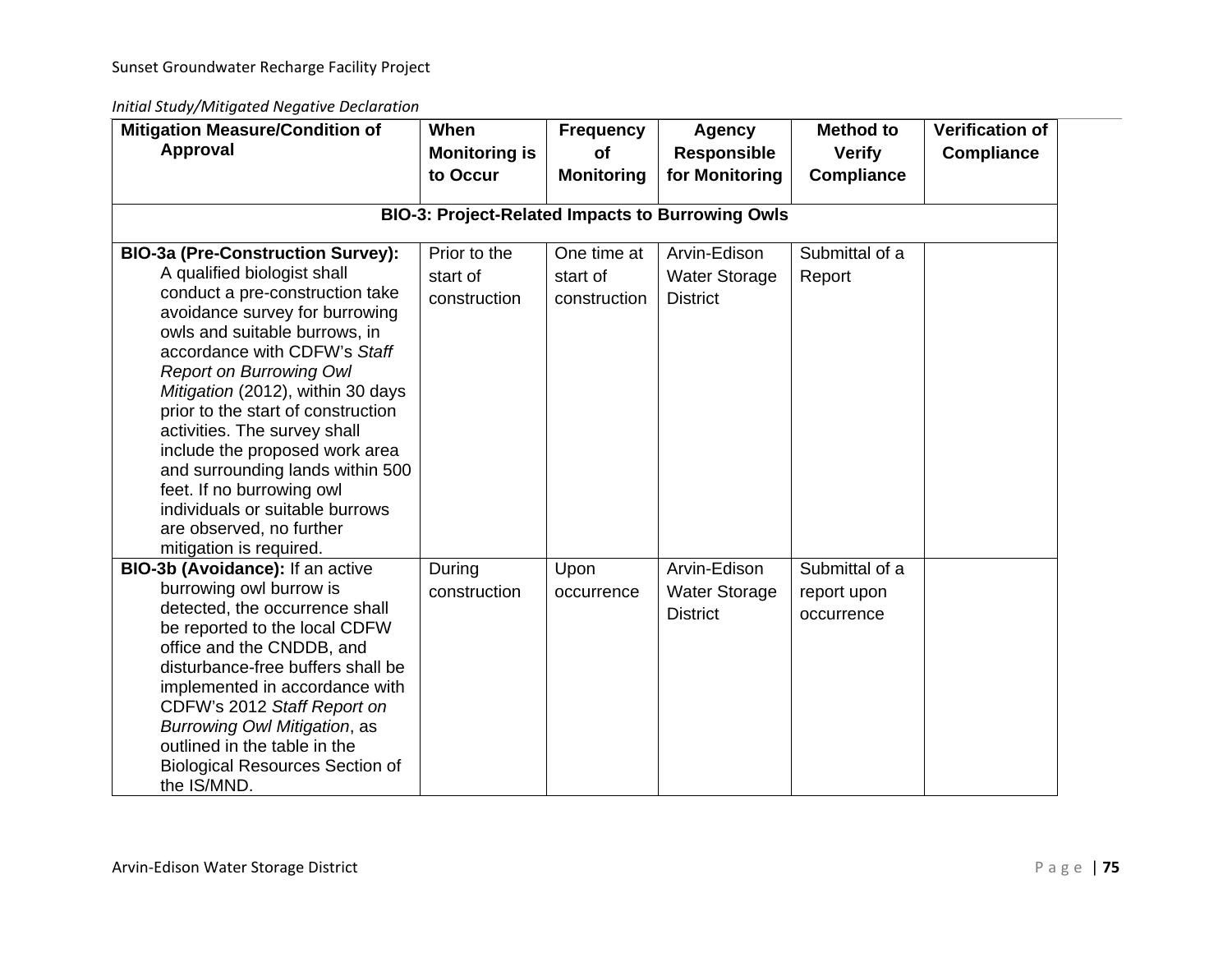| Mitigation Measure/Condition of Approval | When Monitoring is to Occur | Frequency of Monitoring | Agency Responsible for Monitoring | Method to Verify Compliance | Verification of Compliance |
|---|---|---|---|---|---|
| **BIO-3: Project-Related Impacts to Burrowing Owls** | | | | | |
| **BIO-3a (Pre-Construction Survey):** A qualified biologist shall conduct a pre-construction take avoidance survey for burrowing owls and suitable burrows, in accordance with CDFW's *Staff Report on Burrowing Owl Mitigation* (2012), within 30 days prior to the start of construction activities. The survey shall include the proposed work area and surrounding lands within 500 feet. If no burrowing owl individuals or suitable burrows are observed, no further mitigation is required. | Prior to the start of construction | One time at start of construction | Arvin-Edison Water Storage District | Submittal of a Report | |
| **BIO-3b (Avoidance):** If an active burrowing owl burrow is detected, the occurrence shall be reported to the local CDFW office and the CNDDB, and disturbance-free buffers shall be implemented in accordance with CDFW's 2012 *Staff Report on Burrowing Owl Mitigation*, as outlined in the table in the Biological Resources Section of the IS/MND. | During construction | Upon occurrence | Arvin-Edison Water Storage District | Submittal of a report upon occurrence | |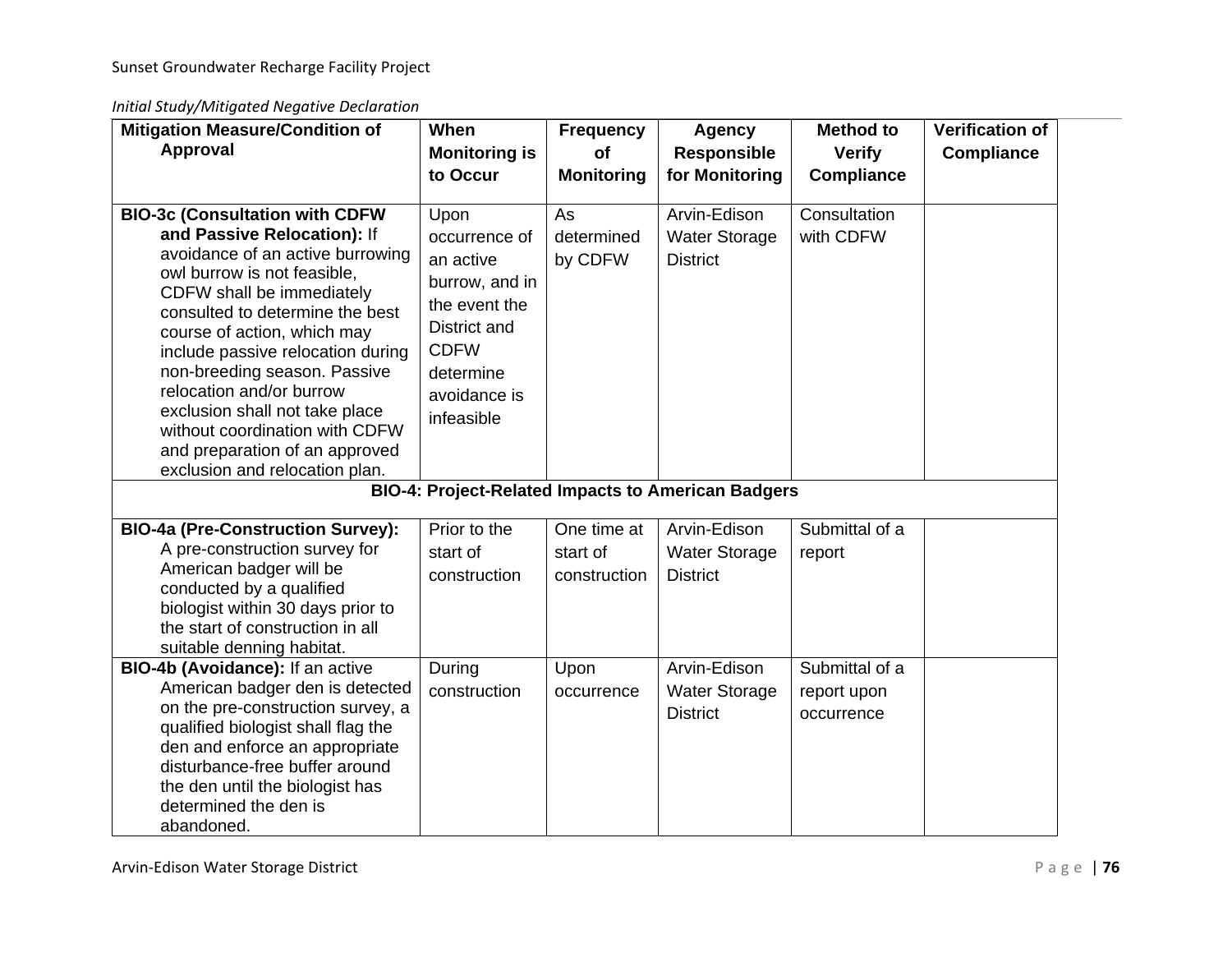| Mitigation Measure/Condition of Approval | When Monitoring is to Occur | Frequency of Monitoring | Agency Responsible for Monitoring | Method to Verify Compliance | Verification of Compliance |
|---|---|---|---|---|---|
| **BIO-3c (Consultation with CDFW and Passive Relocation):** If avoidance of an active burrowing owl burrow is not feasible, CDFW shall be immediately consulted to determine the best course of action, which may include passive relocation during non-breeding season. Passive relocation and/or burrow exclusion shall not take place without coordination with CDFW and preparation of an approved exclusion and relocation plan. | Upon occurrence of an active burrow, and in the event the District and CDFW determine avoidance is infeasible | As determined by CDFW | Arvin-Edison Water Storage District | Consultation with CDFW | |
| **BIO-4: Project-Related Impacts to American Badgers** | | | | | |
| **BIO-4a (Pre-Construction Survey):** A pre-construction survey for American badger will be conducted by a qualified biologist within 30 days prior to the start of construction in all suitable denning habitat. | Prior to the start of construction | One time at start of construction | Arvin-Edison Water Storage District | Submittal of a report | |
| **BIO-4b (Avoidance):** If an active American badger den is detected on the pre-construction survey, a qualified biologist shall flag the den and enforce an appropriate disturbance-free buffer around the den until the biologist has determined the den is abandoned. | During construction | Upon occurrence | Arvin-Edison Water Storage District | Submittal of a report upon occurrence | |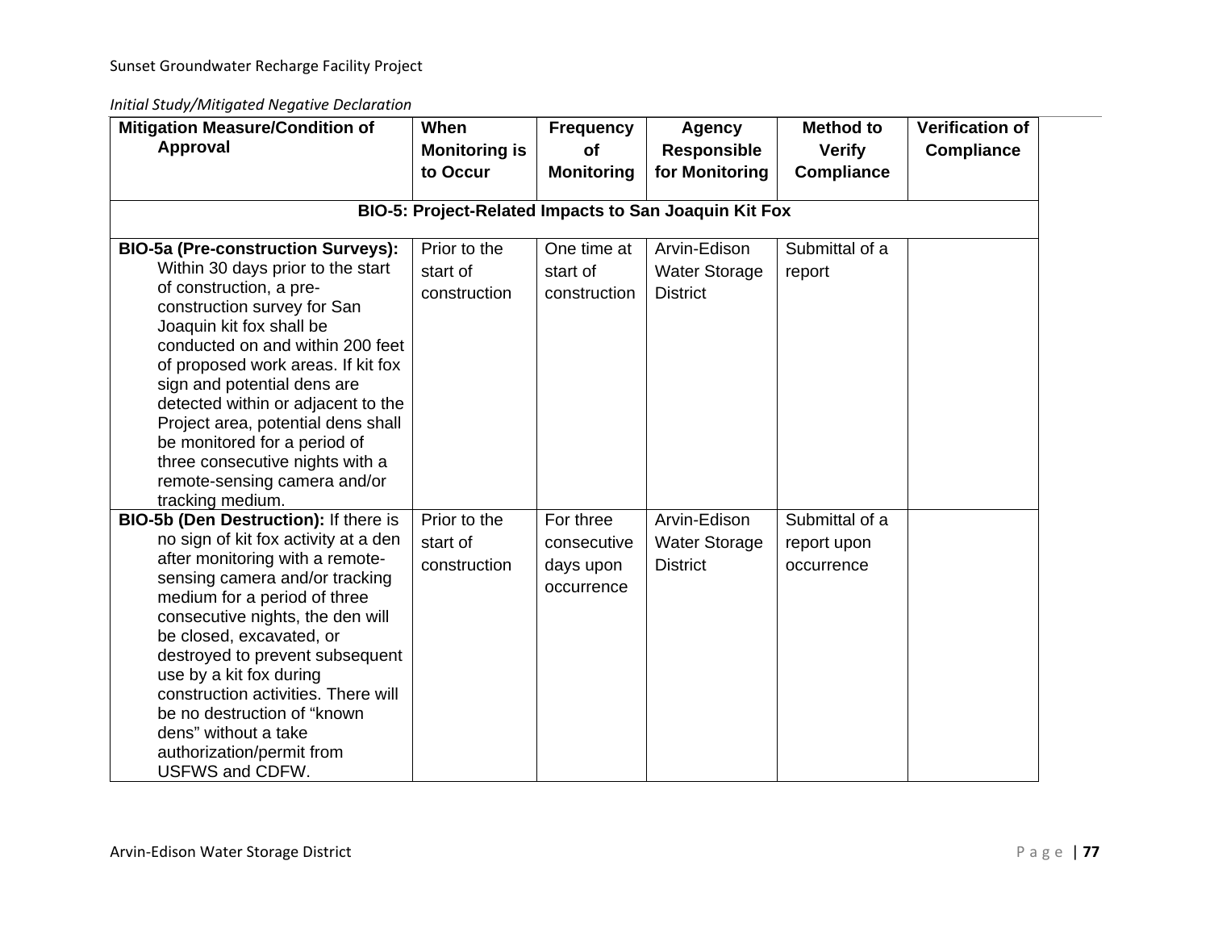| Mitigation Measure/Condition of Approval | When Monitoring is to Occur | Frequency of Monitoring | Agency Responsible for Monitoring | Method to Verify Compliance | Verification of Compliance |
|---|---|---|---|---|---|
| **BIO-5: Project-Related Impacts to San Joaquin Kit Fox** | | | | | |
| **BIO-5a (Pre-construction Surveys):** Within 30 days prior to the start of construction, a pre-construction survey for San Joaquin kit fox shall be conducted on and within 200 feet of proposed work areas. If kit fox sign and potential dens are detected within or adjacent to the Project area, potential dens shall be monitored for a period of three consecutive nights with a remote-sensing camera and/or tracking medium. | Prior to the start of construction | One time at start of construction | Arvin-Edison Water Storage District | Submittal of a report | |
| **BIO-5b (Den Destruction):** If there is no sign of kit fox activity at a den after monitoring with a remote-sensing camera and/or tracking medium for a period of three consecutive nights, the den will be closed, excavated, or destroyed to prevent subsequent use by a kit fox during construction activities. There will be no destruction of "known dens" without a take authorization/permit from USFWS and CDFW. | Prior to the start of construction | For three consecutive days upon occurrence | Arvin-Edison Water Storage District | Submittal of a report upon occurrence | |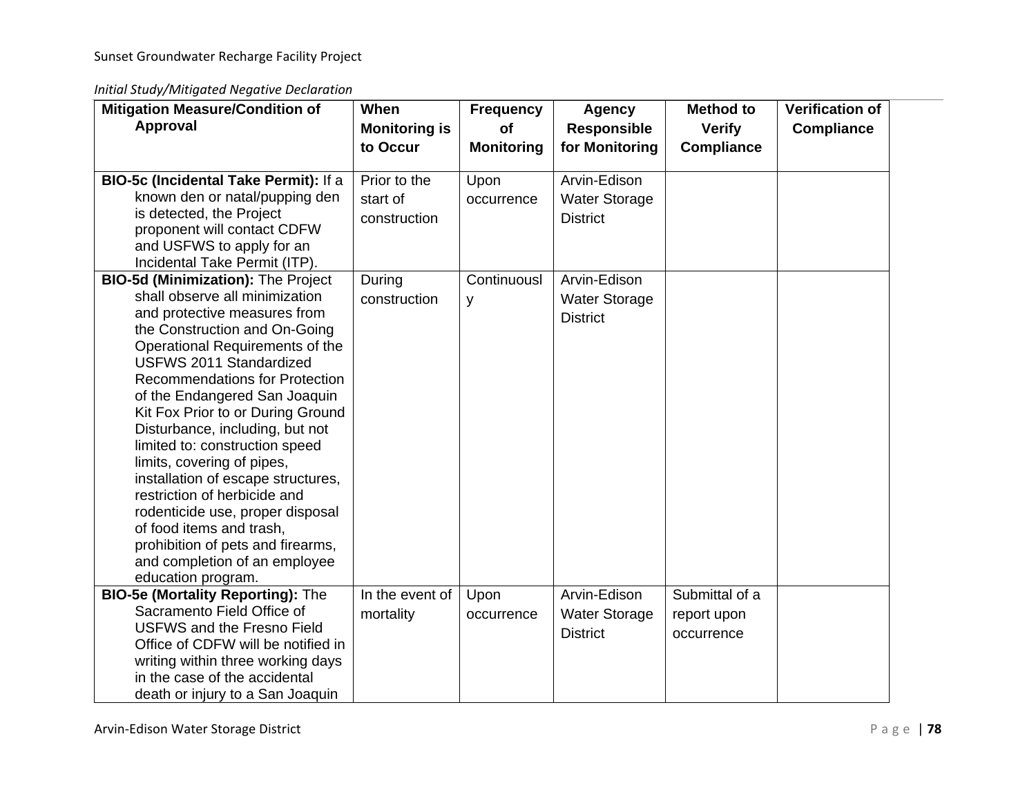| Mitigation Measure/Condition of Approval | When Monitoring is to Occur | Frequency of Monitoring | Agency Responsible for Monitoring | Method to Verify Compliance | Verification of Compliance |
|---|---|---|---|---|---|
| **BIO-5c (Incidental Take Permit):** If a known den or natal/pupping den is detected, the Project proponent will contact CDFW and USFWS to apply for an Incidental Take Permit (ITP). | Prior to the start of construction | Upon occurrence | Arvin-Edison Water Storage District | | |
| **BIO-5d (Minimization):** The Project shall observe all minimization and protective measures from the Construction and On-Going Operational Requirements of the USFWS 2011 Standardized Recommendations for Protection of the Endangered San Joaquin Kit Fox Prior to or During Ground Disturbance, including, but not limited to: construction speed limits, covering of pipes, installation of escape structures, restriction of herbicide and rodenticide use, proper disposal of food items and trash, prohibition of pets and firearms, and completion of an employee education program. | During construction | Continuously | Arvin-Edison Water Storage District | | |
| **BIO-5e (Mortality Reporting):** The Sacramento Field Office of USFWS and the Fresno Field Office of CDFW will be notified in writing within three working days in the case of the accidental death or injury to a San Joaquin | In the event of mortality | Upon occurrence | Arvin-Edison Water Storage District | Submittal of a report upon occurrence | |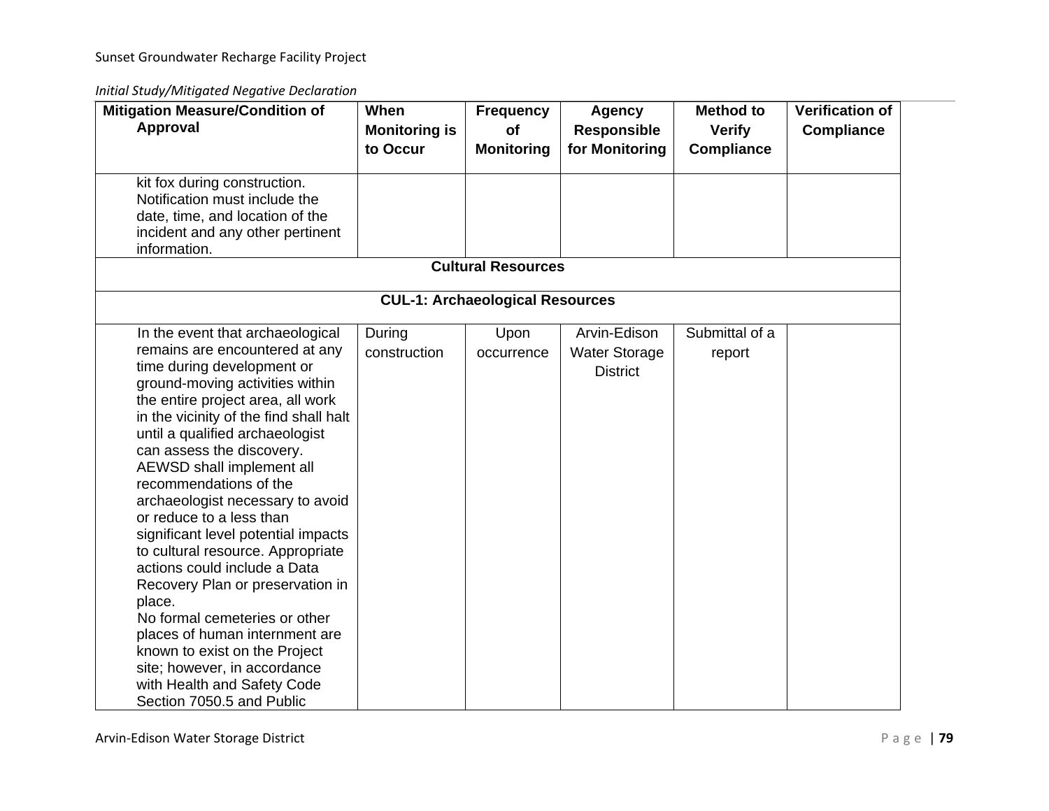| Mitigation Measure/Condition of Approval | When Monitoring is to Occur | Frequency of Monitoring | Agency Responsible for Monitoring | Method to Verify Compliance | Verification of Compliance |
|---|---|---|---|---|---|
| kit fox during construction. Notification must include the date, time, and location of the incident and any other pertinent information. | | | | | |
| **Cultural Resources** | | | | | |
| **CUL-1: Archaeological Resources** | | | | | |
| In the event that archaeological remains are encountered at any time during development or ground-moving activities within the entire project area, all work in the vicinity of the find shall halt until a qualified archaeologist can assess the discovery. AEWSD shall implement all recommendations of the archaeologist necessary to avoid or reduce to a less than significant level potential impacts to cultural resource. Appropriate actions could include a Data Recovery Plan or preservation in place. No formal cemeteries or other places of human internment are known to exist on the Project site; however, in accordance with Health and Safety Code Section 7050.5 and Public | During construction | Upon occurrence | Arvin-Edison Water Storage District | Submittal of a report | |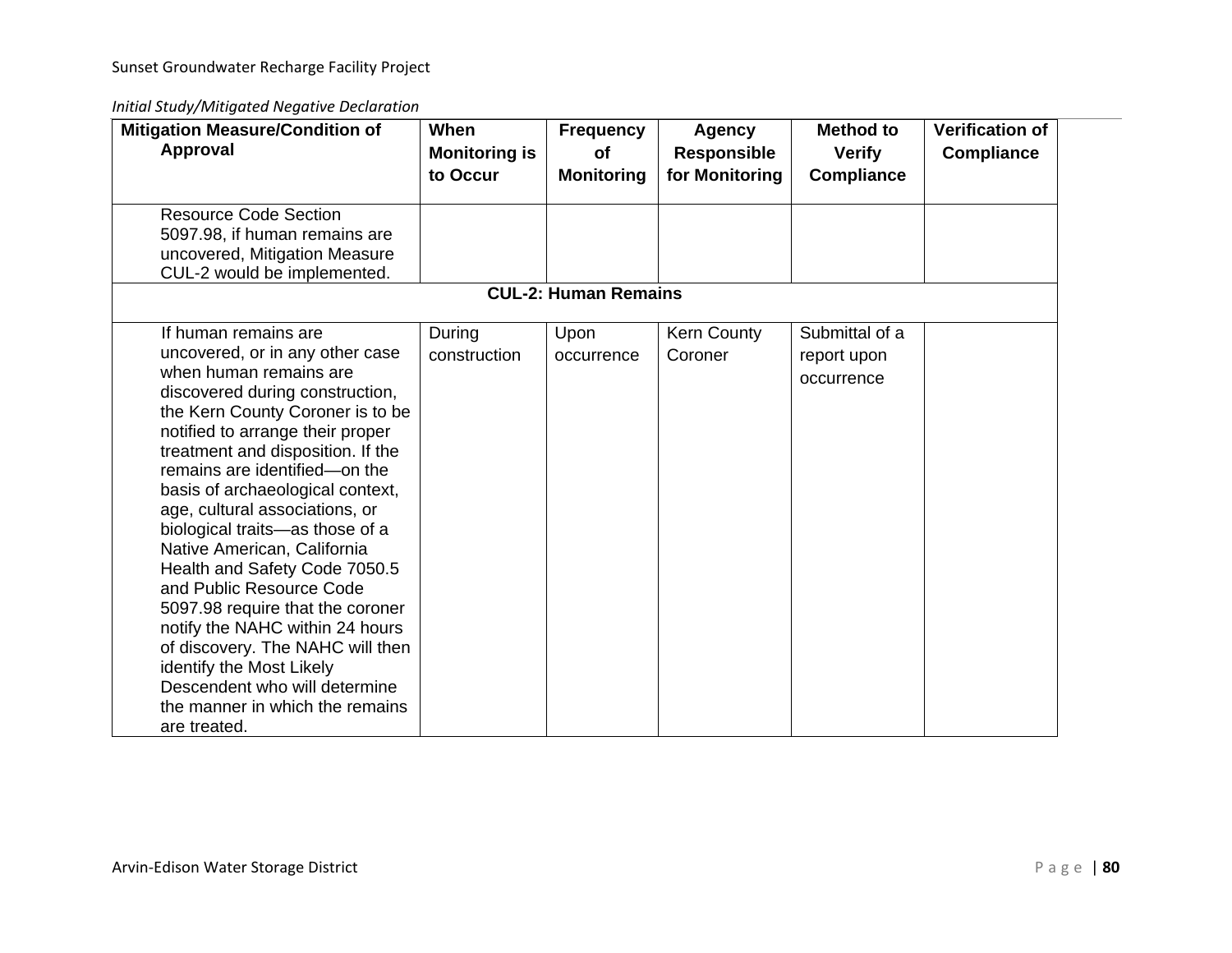| Mitigation Measure/Condition of Approval | When Monitoring is to Occur | Frequency of Monitoring | Agency Responsible for Monitoring | Method to Verify Compliance | Verification of Compliance |
|---|---|---|---|---|---|
| Resource Code Section 5097.98, if human remains are uncovered, Mitigation Measure CUL-2 would be implemented. | | | | | |
| **CUL-2: Human Remains** | | | | | |
| If human remains are uncovered, or in any other case when human remains are discovered during construction, the Kern County Coroner is to be notified to arrange their proper treatment and disposition. If the remains are identified—on the basis of archaeological context, age, cultural associations, or biological traits—as those of a Native American, California Health and Safety Code 7050.5 and Public Resource Code 5097.98 require that the coroner notify the NAHC within 24 hours of discovery. The NAHC will then identify the Most Likely Descendent who will determine the manner in which the remains are treated. | During construction | Upon occurrence | Kern County Coroner | Submittal of a report upon occurrence | |